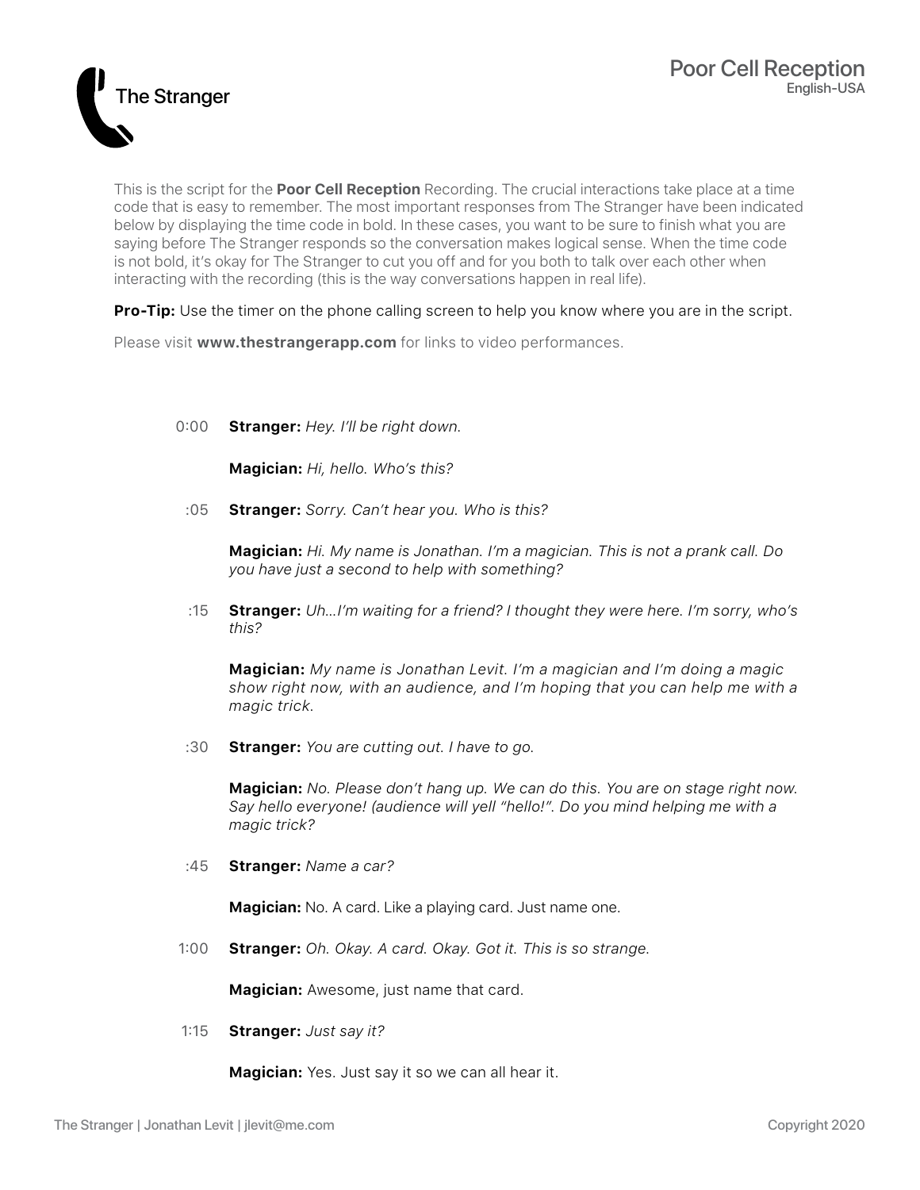# The Stranger

## Poor Cell Reception

English-USA

This is the script for the **Poor Cell Reception** Recording. The crucial interactions take place at a time code that is easy to remember. The most important responses from The Stranger have been indicated below by displaying the time code in bold. In these cases, you want to be sure to finish what you are saying before The Stranger responds so the conversation makes logical sense. When the time code is not bold, it's okay for The Stranger to cut you off and for you both to talk over each other when interacting with the recording (this is the way conversations happen in real life).

**Pro-Tip:** Use the timer on the phone calling screen to help you know where you are in the script.

Please visit **www.thestrangerapp.com** for links to video performances.

0:00 **Stranger:** *Hey. I'll be right down.*

**Magician:** *Hi, hello. Who's this?*

:05 **Stranger:** *Sorry. Can't hear you. Who is this?*

**Magician:** *Hi. My name is Jonathan. I'm a magician. This is not a prank call. Do you have just a second to help with something?*

:15 **Stranger:** *Uh...I'm waiting for a friend? I thought they were here. I'm sorry, who's this?*

**Magician:** *My name is Jonathan Levit. I'm a magician and I'm doing a magic show right now, with an audience, and I'm hoping that you can help me with a magic trick.*

:30 **Stranger:** *You are cutting out. I have to go.*

**Magician:** *No. Please don't hang up. We can do this. You are on stage right now. Say hello everyone! (audience will yell "hello!". Do you mind helping me with a magic trick?*

:45 **Stranger:** *Name a car?*

**Magician:** No. A card. Like a playing card. Just name one.

1:00 **Stranger:** *Oh. Okay. A card. Okay. Got it. This is so strange.*

**Magician:** Awesome, just name that card.

1:15 **Stranger:** *Just say it?*

**Magician:** Yes. Just say it so we can all hear it.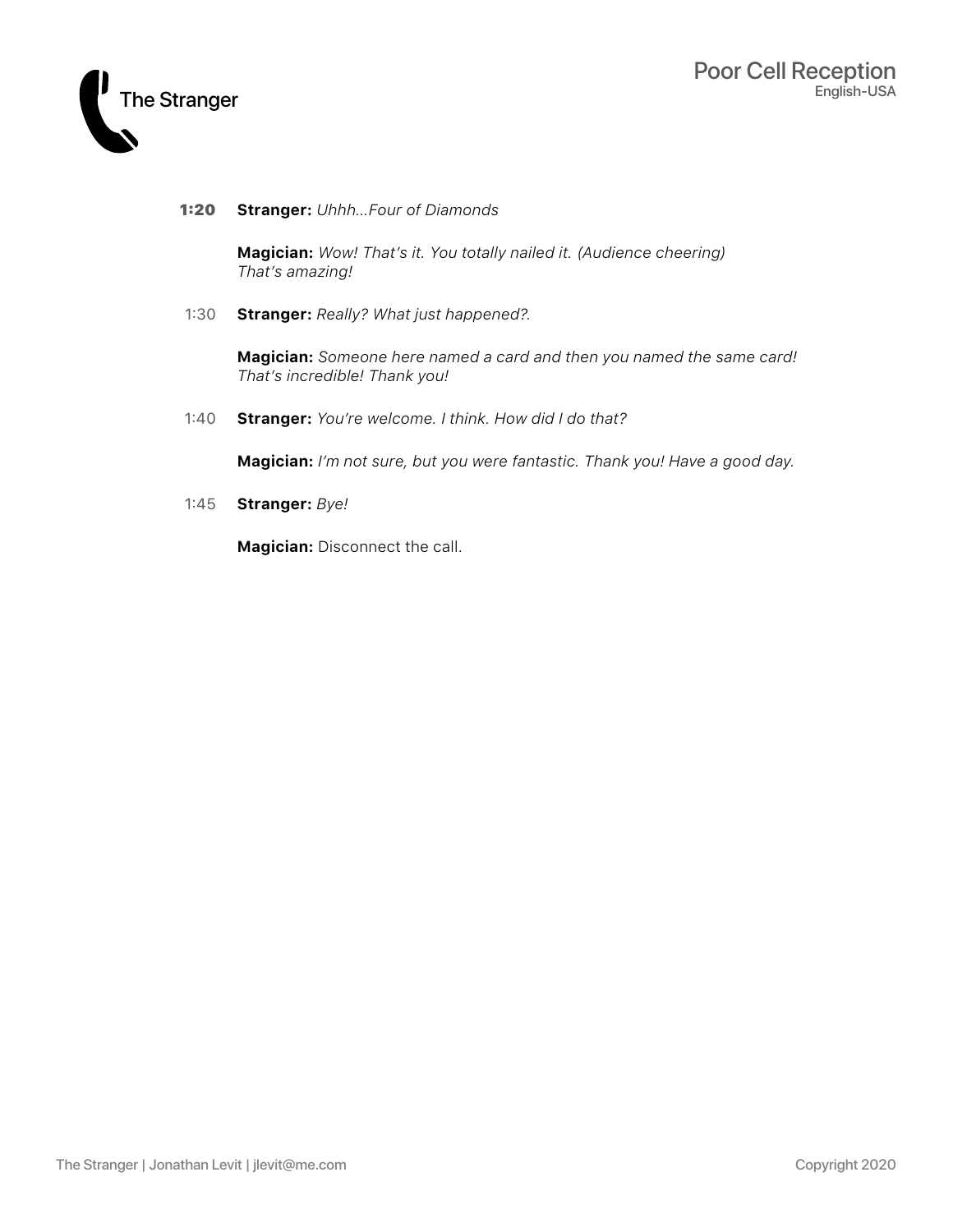**1:20** **Stranger:** *Uhhh...Four of Diamonds*

**Magician:** *Wow! That's it. You totally nailed it. (Audience cheering) That's amazing!*

1:30 **Stranger:** *Really? What just happened?.*

**Magician:** *Someone here named a card and then you named the same card! That's incredible! Thank you!*

1:40 **Stranger:** *You're welcome. I think. How did I do that?*

**Magician:** *I'm not sure, but you were fantastic. Thank you! Have a good day.*

1:45 **Stranger:** *Bye!*

**Magician:** Disconnect the call.